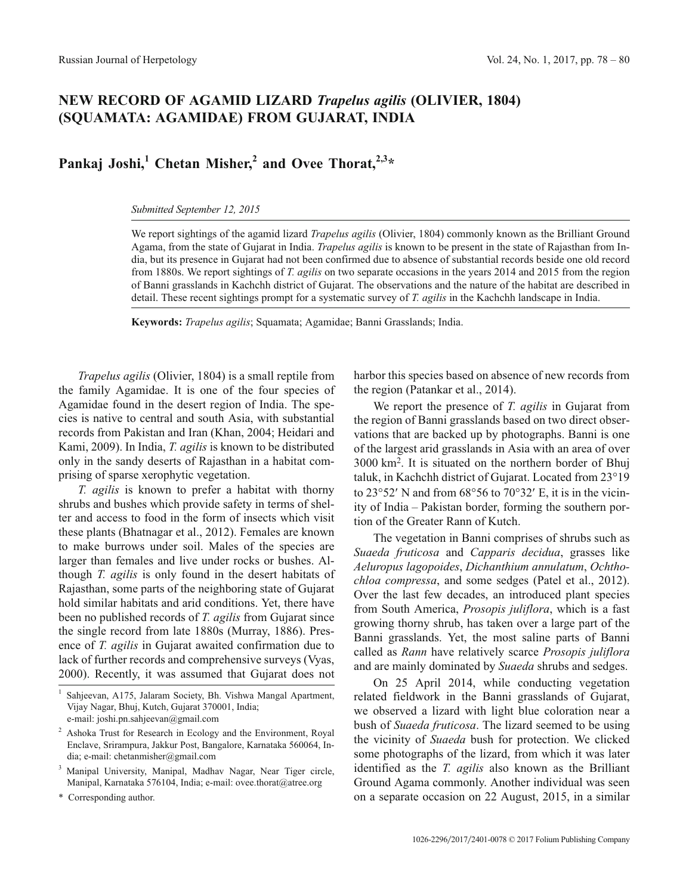# NEW RECORD OF AGAMID LIZARD *Trapelus agilis* (OLIVIER, 1804) (SQUAMATA: AGAMIDAE) FROM GUJARAT, INDIA

**Pankaj Joshi,[1] Chetan Misher,[2] and Ovee Thorat,[2,3]***

*Submitted September 12, 2015*

We report sightings of the agamid lizard *Trapelus agilis* (Olivier, 1804) commonly known as the Brilliant Ground Agama, from the state of Gujarat in India. *Trapelus agilis* is known to be present in the state of Rajasthan from India, but its presence in Gujarat had not been confirmed due to absence of substantial records beside one old record from 1880s. We report sightings of *T. agilis* on two separate occasions in the years 2014 and 2015 from the region of Banni grasslands in Kachchh district of Gujarat. The observations and the nature of the habitat are described in detail. These recent sightings prompt for a systematic survey of *T. agilis* in the Kachchh landscape in India.

**Keywords:** *Trapelus agilis*; Squamata; Agamidae; Banni Grasslands; India.

*Trapelus agilis* (Olivier, 1804) is a small reptile from the family Agamidae. It is one of the four species of Agamidae found in the desert region of India. The species is native to central and south Asia, with substantial records from Pakistan and Iran (Khan, 2004; Heidari and Kami, 2009). In India, *T. agilis* is known to be distributed only in the sandy deserts of Rajasthan in a habitat comprising of sparse xerophytic vegetation.

*T. agilis* is known to prefer a habitat with thorny shrubs and bushes which provide safety in terms of shelter and access to food in the form of insects which visit these plants (Bhatnagar et al., 2012). Females are known to make burrows under soil. Males of the species are larger than females and live under rocks or bushes. Although *T. agilis* is only found in the desert habitats of Rajasthan, some parts of the neighboring state of Gujarat hold similar habitats and arid conditions. Yet, there have been no published records of *T. agilis* from Gujarat since the single record from late 1880s (Murray, 1886). Presence of *T. agilis* in Gujarat awaited confirmation due to lack of further records and comprehensive surveys (Vyas, 2000). Recently, it was assumed that Gujarat does not harbor this species based on absence of new records from the region (Patankar et al., 2014).

We report the presence of *T. agilis* in Gujarat from the region of Banni grasslands based on two direct observations that are backed up by photographs. Banni is one of the largest arid grasslands in Asia with an area of over 3000 km$^2$. It is situated on the northern border of Bhuj taluk, in Kachchh district of Gujarat. Located from 23°19 to 23°52′ N and from 68°56 to 70°32′ E, it is in the vicinity of India – Pakistan border, forming the southern portion of the Greater Rann of Kutch.

The vegetation in Banni comprises of shrubs such as *Suaeda fruticosa* and *Capparis decidua*, grasses like *Aeluropus lagopoides*, *Dichanthium annulatum*, *Ochthochloa compressa*, and some sedges (Patel et al., 2012). Over the last few decades, an introduced plant species from South America, *Prosopis juliflora*, which is a fast growing thorny shrub, has taken over a large part of the Banni grasslands. Yet, the most saline parts of Banni called as *Rann* have relatively scarce *Prosopis juliflora* and are mainly dominated by *Suaeda* shrubs and sedges.

On 25 April 2014, while conducting vegetation related fieldwork in the Banni grasslands of Gujarat, we observed a lizard with light blue coloration near a bush of *Suaeda fruticosa*. The lizard seemed to be using the vicinity of *Suaeda* bush for protection. We clicked some photographs of the lizard, from which it was later identified as the *T. agilis* also known as the Brilliant Ground Agama commonly. Another individual was seen on a separate occasion on 22 August, 2015, in a similar

---

[1] Sahjeevan, A175, Jalaram Society, Bh. Vishwa Mangal Apartment, Vijay Nagar, Bhuj, Kutch, Gujarat 370001, India; e-mail: joshi.pn.sahjeevan@gmail.com

[2] Ashoka Trust for Research in Ecology and the Environment, Royal Enclave, Srirampura, Jakkur Post, Bangalore, Karnataka 560064, India; e-mail: chetanmisher@gmail.com

[3] Manipal University, Manipal, Madhav Nagar, Near Tiger circle, Manipal, Karnataka 576104, India; e-mail: ovee.thorat@atree.org

\* Corresponding author.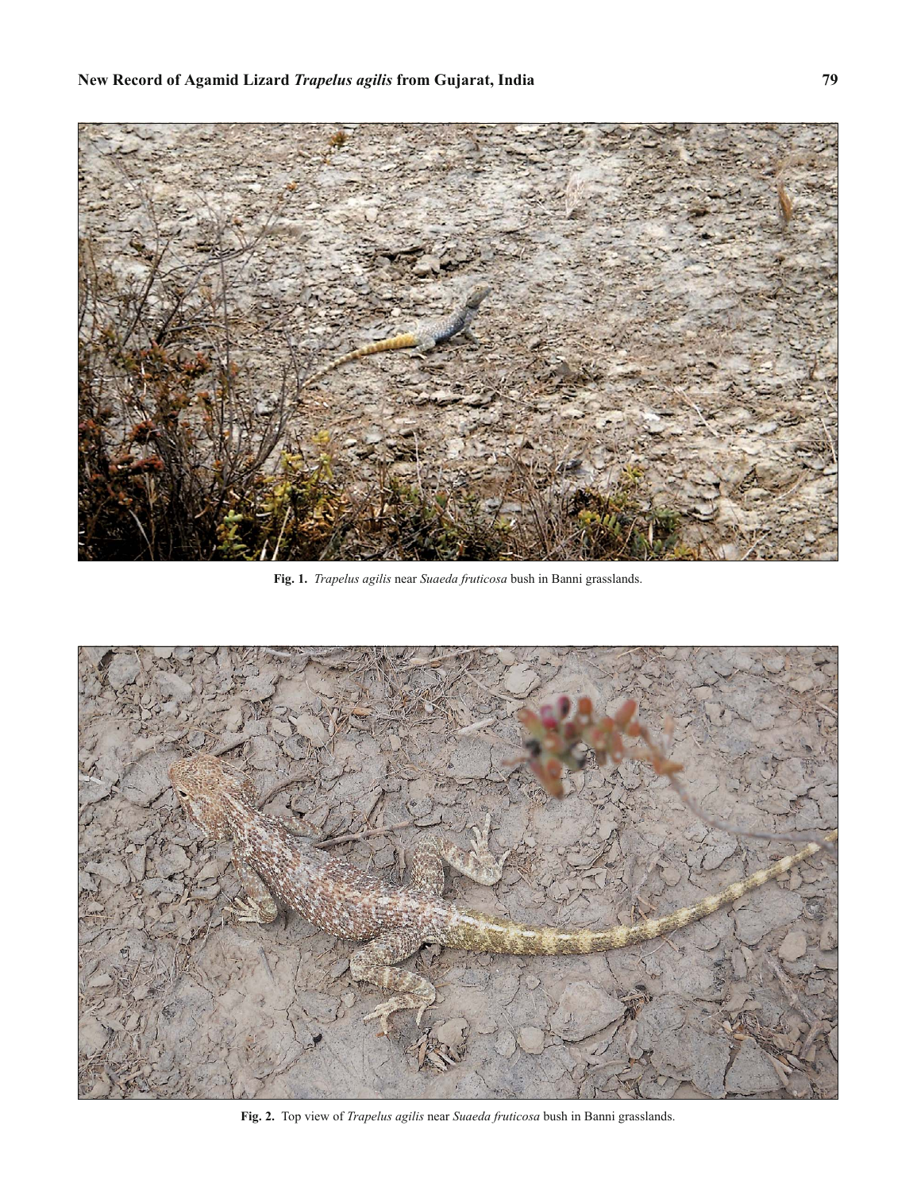**Fig. 1.** *Trapelus agilis* near *Suaeda fruticosa* bush in Banni grasslands.

**Fig. 2.** Top view of *Trapelus agilis* near *Suaeda fruticosa* bush in Banni grasslands.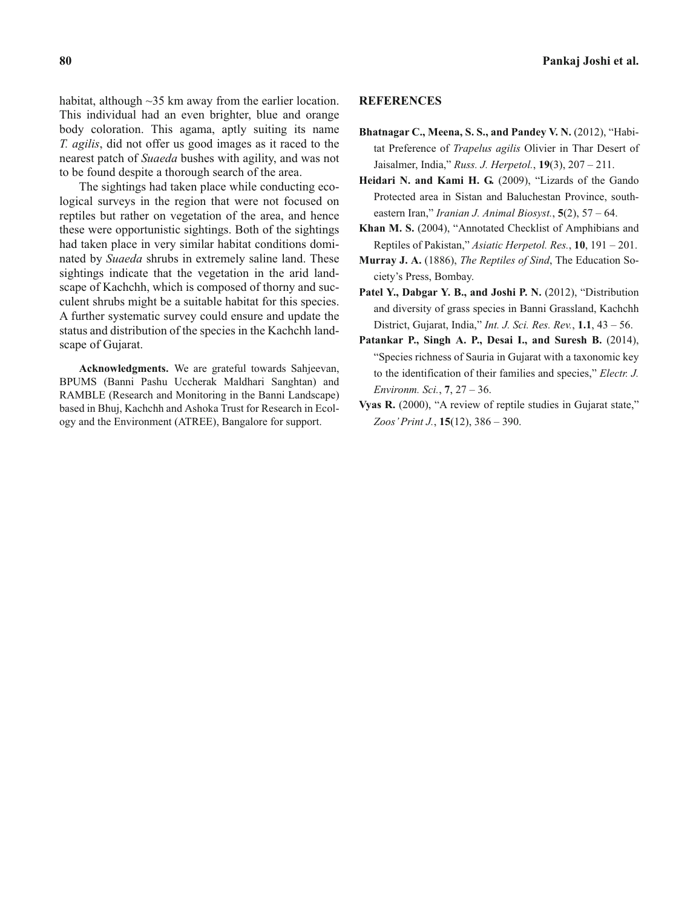habitat, although ~35 km away from the earlier location. This individual had an even brighter, blue and orange body coloration. This agama, aptly suiting its name *T. agilis*, did not offer us good images as it raced to the nearest patch of *Suaeda* bushes with agility, and was not to be found despite a thorough search of the area.

The sightings had taken place while conducting ecological surveys in the region that were not focused on reptiles but rather on vegetation of the area, and hence these were opportunistic sightings. Both of the sightings had taken place in very similar habitat conditions dominated by *Suaeda* shrubs in extremely saline land. These sightings indicate that the vegetation in the arid landscape of Kachchh, which is composed of thorny and succulent shrubs might be a suitable habitat for this species. A further systematic survey could ensure and update the status and distribution of the species in the Kachchh landscape of Gujarat.

**Acknowledgments.** We are grateful towards Sahjeevan, BPUMS (Banni Pashu Uccherak Maldhari Sanghtan) and RAMBLE (Research and Monitoring in the Banni Landscape) based in Bhuj, Kachchh and Ashoka Trust for Research in Ecology and the Environment (ATREE), Bangalore for support.

## REFERENCES

**Bhatnagar C., Meena, S. S., and Pandey V. N.** (2012), "Habitat Preference of *Trapelus agilis* Olivier in Thar Desert of Jaisalmer, India," *Russ. J. Herpetol.*, **19**(3), 207 – 211.

**Heidari N. and Kami H. G.** (2009), "Lizards of the Gando Protected area in Sistan and Baluchestan Province, southeastern Iran," *Iranian J. Animal Biosyst.*, **5**(2), 57 – 64.

**Khan M. S.** (2004), "Annotated Checklist of Amphibians and Reptiles of Pakistan," *Asiatic Herpetol. Res.*, **10**, 191 – 201.

**Murray J. A.** (1886), *The Reptiles of Sind*, The Education Society's Press, Bombay.

**Patel Y., Dabgar Y. B., and Joshi P. N.** (2012), "Distribution and diversity of grass species in Banni Grassland, Kachchh District, Gujarat, India," *Int. J. Sci. Res. Rev.*, **1.1**, 43 – 56.

**Patankar P., Singh A. P., Desai I., and Suresh B.** (2014), "Species richness of Sauria in Gujarat with a taxonomic key to the identification of their families and species," *Electr. J. Environm. Sci.*, **7**, 27 – 36.

**Vyas R.** (2000), "A review of reptile studies in Gujarat state," *Zoos' Print J.*, **15**(12), 386 – 390.